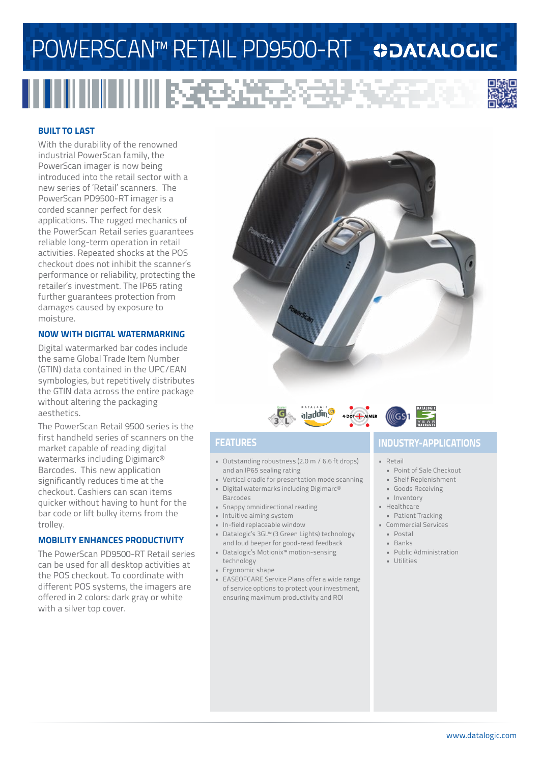# POWERSCAN™ RETAIL PD9500-RT

DATALOGIC

## BUILT TO LAST

With the durability of the renowned industrial PowerScan family, the PowerScan imager is now being introduced into the retail sector with a new series of 'Retail' scanners. The PowerScan PD9500-RT imager is a corded scanner perfect for desk applications. The rugged mechanics of the PowerScan Retail series guarantees reliable long-term operation in retail activities. Repeated shocks at the POS checkout does not inhibit the scanner's performance or reliability, protecting the retailer's investment. The IP65 rating further guarantees protection from damages caused by exposure to moisture.

## NOW WITH DIGITAL WATERMARKING

Digital watermarked bar codes include the same Global Trade Item Number (GTIN) data contained in the UPC/EAN symbologies, but repetitively distributes the GTIN data across the entire package without altering the packaging aesthetics.

The PowerScan Retail 9500 series is the first handheld series of scanners on the market capable of reading digital watermarks including Digimarc® Barcodes. This new application significantly reduces time at the checkout. Cashiers can scan items quicker without having to hunt for the bar code or lift bulky items from the trolley.

## MOBILITY ENHANCES PRODUCTIVITY

The PowerScan PD9500-RT Retail series can be used for all desktop activities at the POS checkout. To coordinate with different POS systems, the imagers are offered in 2 colors: dark gray or white with a silver top cover.

## FEATURES

- Outstanding robustness (2.0 m / 6.6 ft drops) and an IP65 sealing rating
- Vertical cradle for presentation mode scanning
- Digital watermarks including Digimarc® Barcodes
- Snappy omnidirectional reading
- Intuitive aiming system
- In-field replaceable window
- Datalogic's 3GL™ (3 Green Lights) technology and loud beeper for good-read feedback
- Datalogic's Motionix™ motion-sensing technology
- Ergonomic shape
- EASEOFCARE Service Plans offer a wide range of service options to protect your investment, ensuring maximum productivity and ROI

## INDUSTRY-APPLICATIONS

- Retail
  - Point of Sale Checkout
  - Shelf Replenishment
  - Goods Receiving
  - Inventory
- Healthcare
  - Patient Tracking
- Commercial Services
  - Postal
  - Banks
  - Public Administration
  - Utilities

www.datalogic.com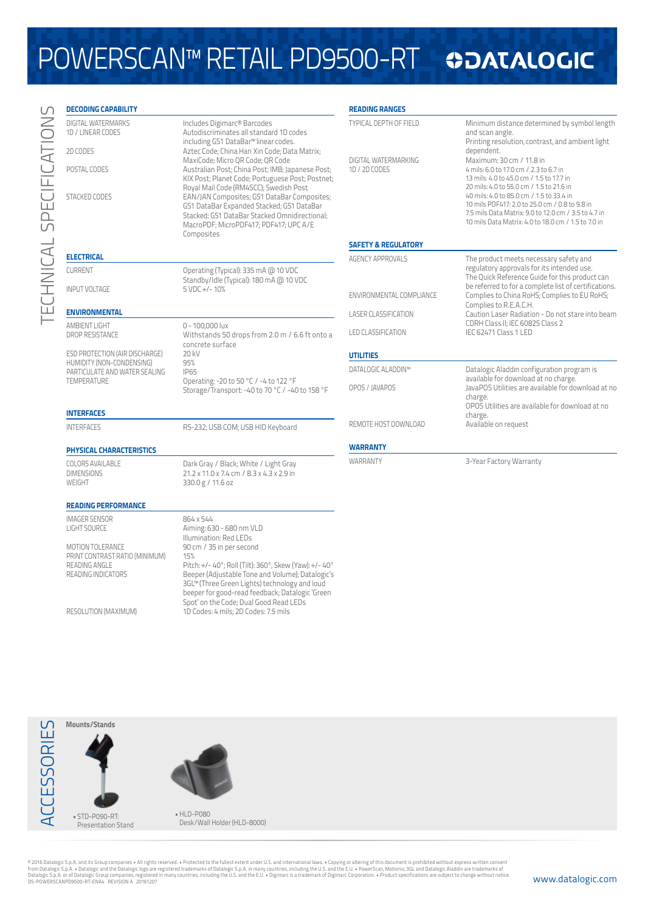# POWERSCAN™ RETAIL PD9500-RT

DATALOGIC

## TECHNICAL SPECIFICATIONS

### DECODING CAPABILITY

| | |
|---|---|
| DIGITAL WATERMARKS | Includes Digimarc® Barcodes |
| 1D / LINEAR CODES | Autodiscriminates all standard 1D codes including GS1 DataBar™ linear codes. |
| 2D CODES | Aztec Code; China Han Xin Code; Data Matrix; MaxiCode; Micro QR Code; QR Code |
| POSTAL CODES | Australian Post; China Post; IMB; Japanese Post; KIX Post; Planet Code; Portuguese Post; Postnet; Royal Mail Code (RM4SCC); Swedish Post |
| STACKED CODES | EAN/JAN Composites; GS1 DataBar Composites; GS1 DataBar Expanded Stacked; GS1 DataBar Stacked; GS1 DataBar Stacked Omnidirectional; MacroPDF; MicroPDF417; PDF417; UPC A/E Composites |

### ELECTRICAL

| | |
|---|---|
| CURRENT | Operating (Typical): 335 mA @ 10 VDC<br>Standby/Idle (Typical): 180 mA @ 10 VDC |
| INPUT VOLTAGE | 5 VDC +/- 10% |

### ENVIRONMENTAL

| | |
|---|---|
| AMBIENT LIGHT | 0 - 100,000 lux |
| DROP RESISTANCE | Withstands 50 drops from 2.0 m / 6.6 ft onto a concrete surface |
| ESD PROTECTION (AIR DISCHARGE) | 20 kV |
| HUMIDITY (NON-CONDENSING) | 95% |
| PARTICULATE AND WATER SEALING | IP65 |
| TEMPERATURE | Operating: -20 to 50 °C / -4 to 122 °F<br>Storage/Transport: -40 to 70 °C / -40 to 158 °F |

### INTERFACES

| | |
|---|---|
| INTERFACES | RS-232; USB COM; USB HID Keyboard |

### PHYSICAL CHARACTERISTICS

| | |
|---|---|
| COLORS AVAILABLE | Dark Gray / Black; White / Light Gray |
| DIMENSIONS | 21.2 x 11.0 x 7.4 cm / 8.3 x 4.3 x 2.9 in |
| WEIGHT | 330.0 g / 11.6 oz |

### READING PERFORMANCE

| | |
|---|---|
| IMAGER SENSOR | 864 x 544 |
| LIGHT SOURCE | Aiming: 630 - 680 nm VLD<br>Illumination: Red LEDs |
| MOTION TOLERANCE | 90 cm / 35 in per second |
| PRINT CONTRAST RATIO (MINIMUM) | 15% |
| READING ANGLE | Pitch: +/- 40°; Roll (Tilt): 360°; Skew (Yaw): +/- 40° |
| READING INDICATORS | Beeper (Adjustable Tone and Volume); Datalogic's 3GL™ (Three Green Lights) technology and loud beeper for good-read feedback; Datalogic 'Green Spot' on the Code; Dual Good Read LEDs |
| RESOLUTION (MAXIMUM) | 1D Codes: 4 mils; 2D Codes: 7.5 mils |

### READING RANGES

| | |
|---|---|
| TYPICAL DEPTH OF FIELD | Minimum distance determined by symbol length and scan angle.<br>Printing resolution, contrast, and ambient light dependent. |
| DIGITAL WATERMARKING | Maximum: 30 cm / 11.8 in |
| 1D / 2D CODES | 4 mils: 6.0 to 17.0 cm / 2.3 to 6.7 in<br>13 mils: 4.0 to 45.0 cm / 1.5 to 17.7 in<br>20 mils: 4.0 to 55.0 cm / 1.5 to 21.6 in<br>40 mils: 4.0 to 85.0 cm / 1.5 to 33.4 in<br>10 mils PDF417: 2.0 to 25.0 cm / 0.8 to 9.8 in<br>7.5 mils Data Matrix: 9.0 to 12.0 cm / 3.5 to 4.7 in<br>10 mils Data Matrix: 4.0 to 18.0 cm / 1.5 to 7.0 in |

### SAFETY & REGULATORY

| | |
|---|---|
| AGENCY APPROVALS | The product meets necessary safety and regulatory approvals for its intended use.<br>The Quick Reference Guide for this product can be referred to for a complete list of certifications. |
| ENVIRONMENTAL COMPLIANCE | Complies to China RoHS; Complies to EU RoHS; Complies to R.E.A.C.H. |
| LASER CLASSIFICATION | Caution Laser Radiation - Do not stare into beam CDRH Class II; IEC 60825 Class 2 |
| LED CLASSIFICATION | IEC 62471 Class 1 LED |

### UTILITIES

| | |
|---|---|
| DATALOGIC ALADDIN™ | Datalogic Aladdin configuration program is available for download at no charge. |
| OPOS / JAVAPOS | JavaPOS Utilities are available for download at no charge.<br>OPOS Utilities are available for download at no charge. |
| REMOTE HOST DOWNLOAD | Available on request |

### WARRANTY

| | |
|---|---|
| WARRANTY | 3-Year Factory Warranty |

## ACCESSORIES

**Mounts/Stands**

- STD-P090-RT: Presentation Stand
- HLD-P080 Desk/Wall Holder (HLD-8000)

© 2016 Datalogic S.p.A. and its Group companies • All rights reserved. • Protected to the fullest extent under U.S. and international laws. • Copying or altering of this document is prohibited without express written consent from Datalogic S.p.A. • Datalogic and the Datalogic logo are registered trademarks of Datalogic S.p.A. in many countries, including the U.S. and the E.U. • PowerScan, Motionix, 3GL and Datalogic Aladdin are trademarks of Datalogic S.p.A. or of Datalogic Group companies, registered in many countries, including the U.S. and the E.U. • Digimarc is a trademark of Digimarc Corporation. • Product specifications are subject to change without notice.
DS-POWERSCANPD9500-RT-ENA4 REVISION A 20161207

www.datalogic.com